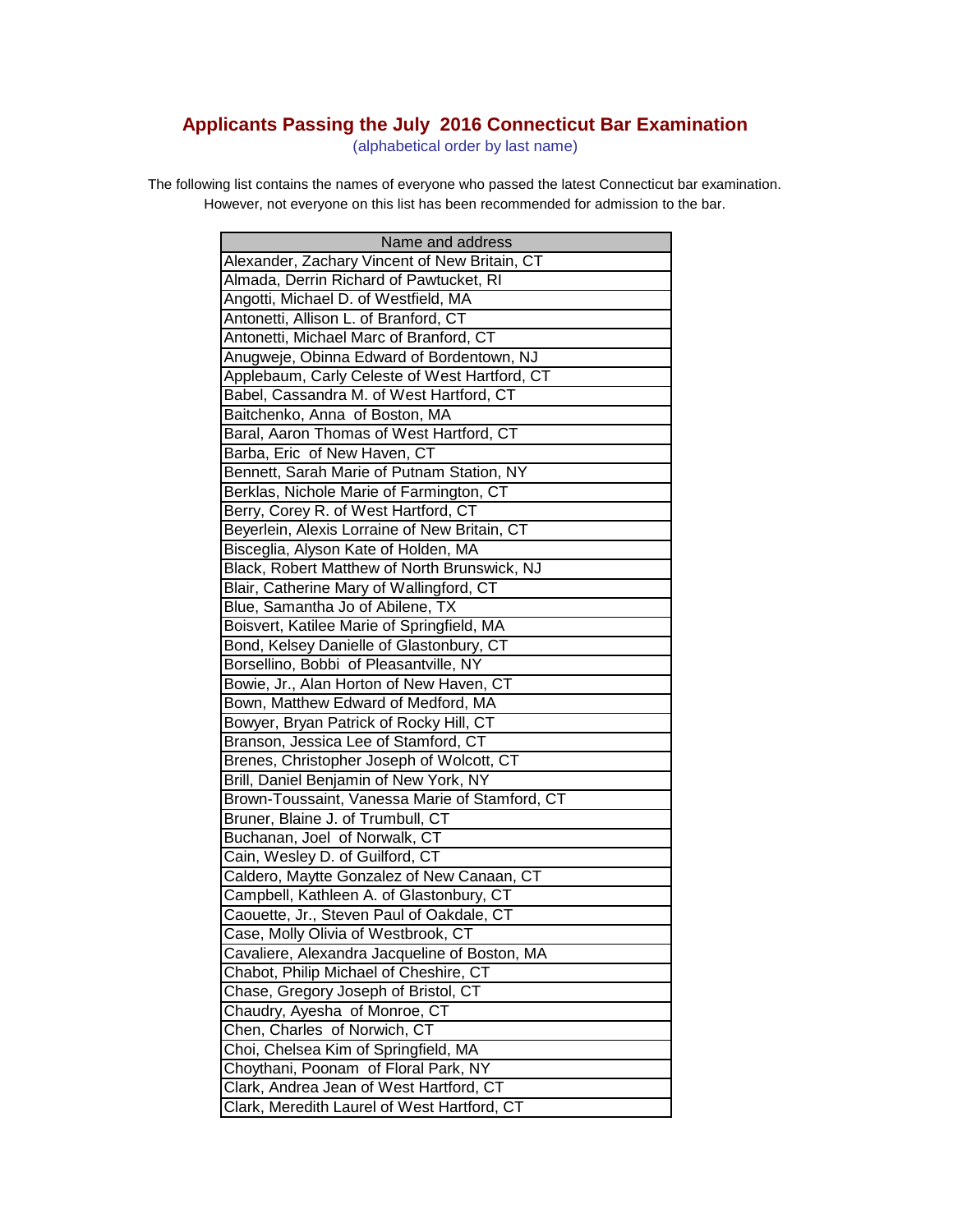## Applicants Passing the July 2016 Connecticut Bar Examination

(alphabetical order by last name)

The following list contains the names of everyone who passed the latest Connecticut bar examination. However, not everyone on this list has been recommended for admission to the bar.

| Name and address |
|---|
| Alexander, Zachary Vincent of New Britain, CT |
| Almada, Derrin Richard of Pawtucket, RI |
| Angotti, Michael D. of Westfield, MA |
| Antonetti, Allison L. of Branford, CT |
| Antonetti, Michael Marc of Branford, CT |
| Anugweje, Obinna Edward of Bordentown, NJ |
| Applebaum, Carly Celeste of West Hartford, CT |
| Babel, Cassandra M. of West Hartford, CT |
| Baitchenko, Anna of Boston, MA |
| Baral, Aaron Thomas of West Hartford, CT |
| Barba, Eric of New Haven, CT |
| Bennett, Sarah Marie of Putnam Station, NY |
| Berklas, Nichole Marie of Farmington, CT |
| Berry, Corey R. of West Hartford, CT |
| Beyerlein, Alexis Lorraine of New Britain, CT |
| Bisceglia, Alyson Kate of Holden, MA |
| Black, Robert Matthew of North Brunswick, NJ |
| Blair, Catherine Mary of Wallingford, CT |
| Blue, Samantha Jo of Abilene, TX |
| Boisvert, Katilee Marie of Springfield, MA |
| Bond, Kelsey Danielle of Glastonbury, CT |
| Borsellino, Bobbi of Pleasantville, NY |
| Bowie, Jr., Alan Horton of New Haven, CT |
| Bown, Matthew Edward of Medford, MA |
| Bowyer, Bryan Patrick of Rocky Hill, CT |
| Branson, Jessica Lee of Stamford, CT |
| Brenes, Christopher Joseph of Wolcott, CT |
| Brill, Daniel Benjamin of New York, NY |
| Brown-Toussaint, Vanessa Marie of Stamford, CT |
| Bruner, Blaine J. of Trumbull, CT |
| Buchanan, Joel of Norwalk, CT |
| Cain, Wesley D. of Guilford, CT |
| Caldero, Maytte Gonzalez of New Canaan, CT |
| Campbell, Kathleen A. of Glastonbury, CT |
| Caouette, Jr., Steven Paul of Oakdale, CT |
| Case, Molly Olivia of Westbrook, CT |
| Cavaliere, Alexandra Jacqueline of Boston, MA |
| Chabot, Philip Michael of Cheshire, CT |
| Chase, Gregory Joseph of Bristol, CT |
| Chaudry, Ayesha of Monroe, CT |
| Chen, Charles of Norwich, CT |
| Choi, Chelsea Kim of Springfield, MA |
| Choythani, Poonam of Floral Park, NY |
| Clark, Andrea Jean of West Hartford, CT |
| Clark, Meredith Laurel of West Hartford, CT |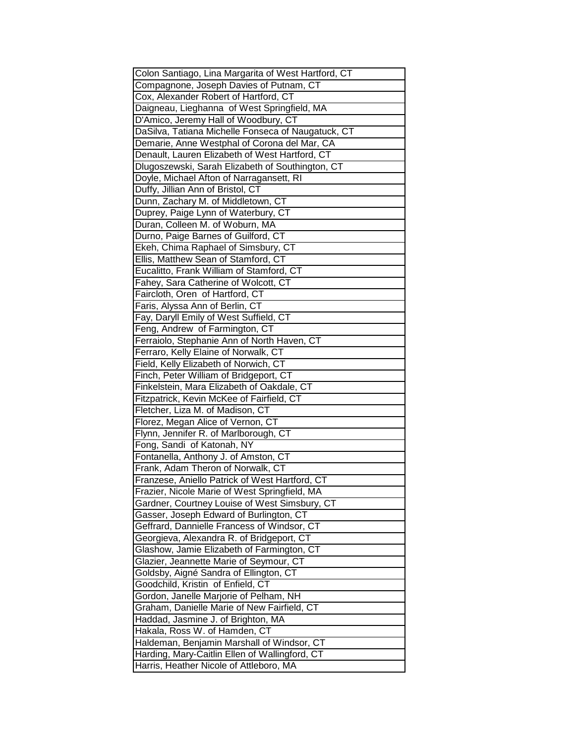| Colon Santiago, Lina Margarita of West Hartford, CT |
| --- |
| Compagnone, Joseph Davies of Putnam, CT |
| Cox, Alexander Robert of Hartford, CT |
| Daigneau, Lieghanna  of West Springfield, MA |
| D'Amico, Jeremy Hall of Woodbury, CT |
| DaSilva, Tatiana Michelle Fonseca of Naugatuck, CT |
| Demarie, Anne Westphal of Corona del Mar, CA |
| Denault, Lauren Elizabeth of West Hartford, CT |
| Dlugoszewski, Sarah Elizabeth of Southington, CT |
| Doyle, Michael Afton of Narragansett, RI |
| Duffy, Jillian Ann of Bristol, CT |
| Dunn, Zachary M. of Middletown, CT |
| Duprey, Paige Lynn of Waterbury, CT |
| Duran, Colleen M. of Woburn, MA |
| Durno, Paige Barnes of Guilford, CT |
| Ekeh, Chima Raphael of Simsbury, CT |
| Ellis, Matthew Sean of Stamford, CT |
| Eucalitto, Frank William of Stamford, CT |
| Fahey, Sara Catherine of Wolcott, CT |
| Faircloth, Oren  of Hartford, CT |
| Faris, Alyssa Ann of Berlin, CT |
| Fay, Daryll Emily of West Suffield, CT |
| Feng, Andrew  of Farmington, CT |
| Ferraiolo, Stephanie Ann of North Haven, CT |
| Ferraro, Kelly Elaine of Norwalk, CT |
| Field, Kelly Elizabeth of Norwich, CT |
| Finch, Peter William of Bridgeport, CT |
| Finkelstein, Mara Elizabeth of Oakdale, CT |
| Fitzpatrick, Kevin McKee of Fairfield, CT |
| Fletcher, Liza M. of Madison, CT |
| Florez, Megan Alice of Vernon, CT |
| Flynn, Jennifer R. of Marlborough, CT |
| Fong, Sandi  of Katonah, NY |
| Fontanella, Anthony J. of Amston, CT |
| Frank, Adam Theron of Norwalk, CT |
| Franzese, Aniello Patrick of West Hartford, CT |
| Frazier, Nicole Marie of West Springfield, MA |
| Gardner, Courtney Louise of West Simsbury, CT |
| Gasser, Joseph Edward of Burlington, CT |
| Geffrard, Dannielle Francess of Windsor, CT |
| Georgieva, Alexandra R. of Bridgeport, CT |
| Glashow, Jamie Elizabeth of Farmington, CT |
| Glazier, Jeannette Marie of Seymour, CT |
| Goldsby, Aigné Sandra of Ellington, CT |
| Goodchild, Kristin  of Enfield, CT |
| Gordon, Janelle Marjorie of Pelham, NH |
| Graham, Danielle Marie of New Fairfield, CT |
| Haddad, Jasmine J. of Brighton, MA |
| Hakala, Ross W. of Hamden, CT |
| Haldeman, Benjamin Marshall of Windsor, CT |
| Harding, Mary-Caitlin Ellen of Wallingford, CT |
| Harris, Heather Nicole of Attleboro, MA |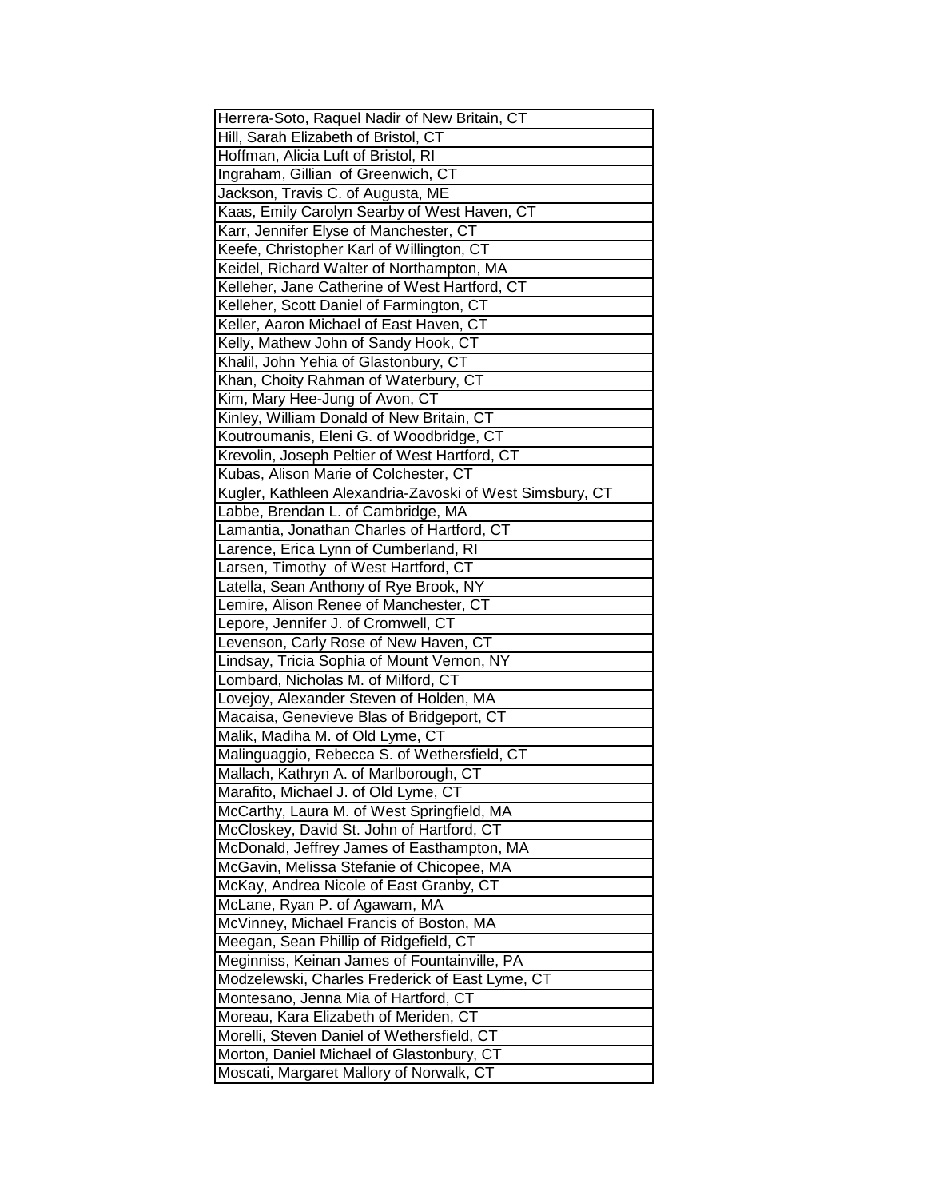| Herrera-Soto, Raquel Nadir of New Britain, CT |
| --- |
| Hill, Sarah Elizabeth of Bristol, CT |
| Hoffman, Alicia Luft of Bristol, RI |
| Ingraham, Gillian  of Greenwich, CT |
| Jackson, Travis C. of Augusta, ME |
| Kaas, Emily Carolyn Searby of West Haven, CT |
| Karr, Jennifer Elyse of Manchester, CT |
| Keefe, Christopher Karl of Willington, CT |
| Keidel, Richard Walter of Northampton, MA |
| Kelleher, Jane Catherine of West Hartford, CT |
| Kelleher, Scott Daniel of Farmington, CT |
| Keller, Aaron Michael of East Haven, CT |
| Kelly, Mathew John of Sandy Hook, CT |
| Khalil, John Yehia of Glastonbury, CT |
| Khan, Choity Rahman of Waterbury, CT |
| Kim, Mary Hee-Jung of Avon, CT |
| Kinley, William Donald of New Britain, CT |
| Koutroumanis, Eleni G. of Woodbridge, CT |
| Krevolin, Joseph Peltier of West Hartford, CT |
| Kubas, Alison Marie of Colchester, CT |
| Kugler, Kathleen Alexandria-Zavoski of West Simsbury, CT |
| Labbe, Brendan L. of Cambridge, MA |
| Lamantia, Jonathan Charles of Hartford, CT |
| Larence, Erica Lynn of Cumberland, RI |
| Larsen, Timothy  of West Hartford, CT |
| Latella, Sean Anthony of Rye Brook, NY |
| Lemire, Alison Renee of Manchester, CT |
| Lepore, Jennifer J. of Cromwell, CT |
| Levenson, Carly Rose of New Haven, CT |
| Lindsay, Tricia Sophia of Mount Vernon, NY |
| Lombard, Nicholas M. of Milford, CT |
| Lovejoy, Alexander Steven of Holden, MA |
| Macaisa, Genevieve Blas of Bridgeport, CT |
| Malik, Madiha M. of Old Lyme, CT |
| Malinguaggio, Rebecca S. of Wethersfield, CT |
| Mallach, Kathryn A. of Marlborough, CT |
| Marafito, Michael J. of Old Lyme, CT |
| McCarthy, Laura M. of West Springfield, MA |
| McCloskey, David St. John of Hartford, CT |
| McDonald, Jeffrey James of Easthampton, MA |
| McGavin, Melissa Stefanie of Chicopee, MA |
| McKay, Andrea Nicole of East Granby, CT |
| McLane, Ryan P. of Agawam, MA |
| McVinney, Michael Francis of Boston, MA |
| Meegan, Sean Phillip of Ridgefield, CT |
| Meginniss, Keinan James of Fountainville, PA |
| Modzelewski, Charles Frederick of East Lyme, CT |
| Montesano, Jenna Mia of Hartford, CT |
| Moreau, Kara Elizabeth of Meriden, CT |
| Morelli, Steven Daniel of Wethersfield, CT |
| Morton, Daniel Michael of Glastonbury, CT |
| Moscati, Margaret Mallory of Norwalk, CT |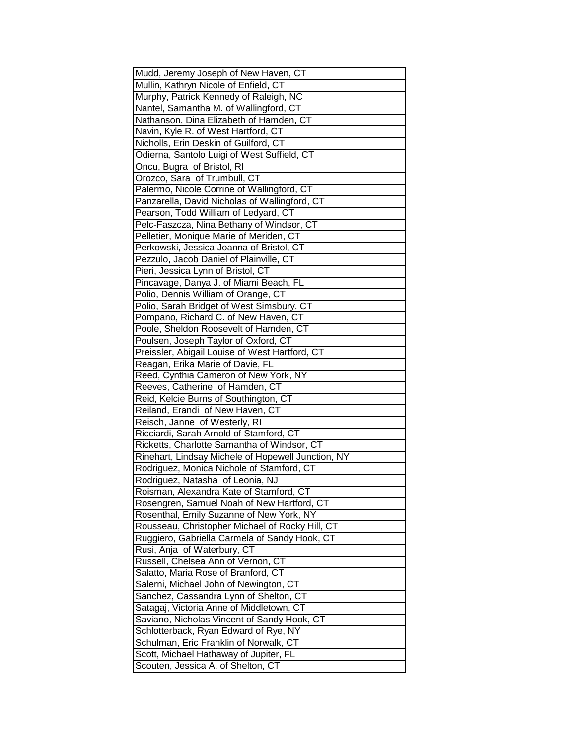| Mudd, Jeremy Joseph of New Haven, CT |
|---|
| Mullin, Kathryn Nicole of Enfield, CT |
| Murphy, Patrick Kennedy of Raleigh, NC |
| Nantel, Samantha M. of Wallingford, CT |
| Nathanson, Dina Elizabeth of Hamden, CT |
| Navin, Kyle R. of West Hartford, CT |
| Nicholls, Erin Deskin of Guilford, CT |
| Odierna, Santolo Luigi of West Suffield, CT |
| Oncu, Bugra of Bristol, RI |
| Orozco, Sara of Trumbull, CT |
| Palermo, Nicole Corrine of Wallingford, CT |
| Panzarella, David Nicholas of Wallingford, CT |
| Pearson, Todd William of Ledyard, CT |
| Pelc-Faszcza, Nina Bethany of Windsor, CT |
| Pelletier, Monique Marie of Meriden, CT |
| Perkowski, Jessica Joanna of Bristol, CT |
| Pezzulo, Jacob Daniel of Plainville, CT |
| Pieri, Jessica Lynn of Bristol, CT |
| Pincavage, Danya J. of Miami Beach, FL |
| Polio, Dennis William of Orange, CT |
| Polio, Sarah Bridget of West Simsbury, CT |
| Pompano, Richard C. of New Haven, CT |
| Poole, Sheldon Roosevelt of Hamden, CT |
| Poulsen, Joseph Taylor of Oxford, CT |
| Preissler, Abigail Louise of West Hartford, CT |
| Reagan, Erika Marie of Davie, FL |
| Reed, Cynthia Cameron of New York, NY |
| Reeves, Catherine of Hamden, CT |
| Reid, Kelcie Burns of Southington, CT |
| Reiland, Erandi of New Haven, CT |
| Reisch, Janne of Westerly, RI |
| Ricciardi, Sarah Arnold of Stamford, CT |
| Ricketts, Charlotte Samantha of Windsor, CT |
| Rinehart, Lindsay Michele of Hopewell Junction, NY |
| Rodriguez, Monica Nichole of Stamford, CT |
| Rodriguez, Natasha of Leonia, NJ |
| Roisman, Alexandra Kate of Stamford, CT |
| Rosengren, Samuel Noah of New Hartford, CT |
| Rosenthal, Emily Suzanne of New York, NY |
| Rousseau, Christopher Michael of Rocky Hill, CT |
| Ruggiero, Gabriella Carmela of Sandy Hook, CT |
| Rusi, Anja of Waterbury, CT |
| Russell, Chelsea Ann of Vernon, CT |
| Salatto, Maria Rose of Branford, CT |
| Salerni, Michael John of Newington, CT |
| Sanchez, Cassandra Lynn of Shelton, CT |
| Satagaj, Victoria Anne of Middletown, CT |
| Saviano, Nicholas Vincent of Sandy Hook, CT |
| Schlotterback, Ryan Edward of Rye, NY |
| Schulman, Eric Franklin of Norwalk, CT |
| Scott, Michael Hathaway of Jupiter, FL |
| Scouten, Jessica A. of Shelton, CT |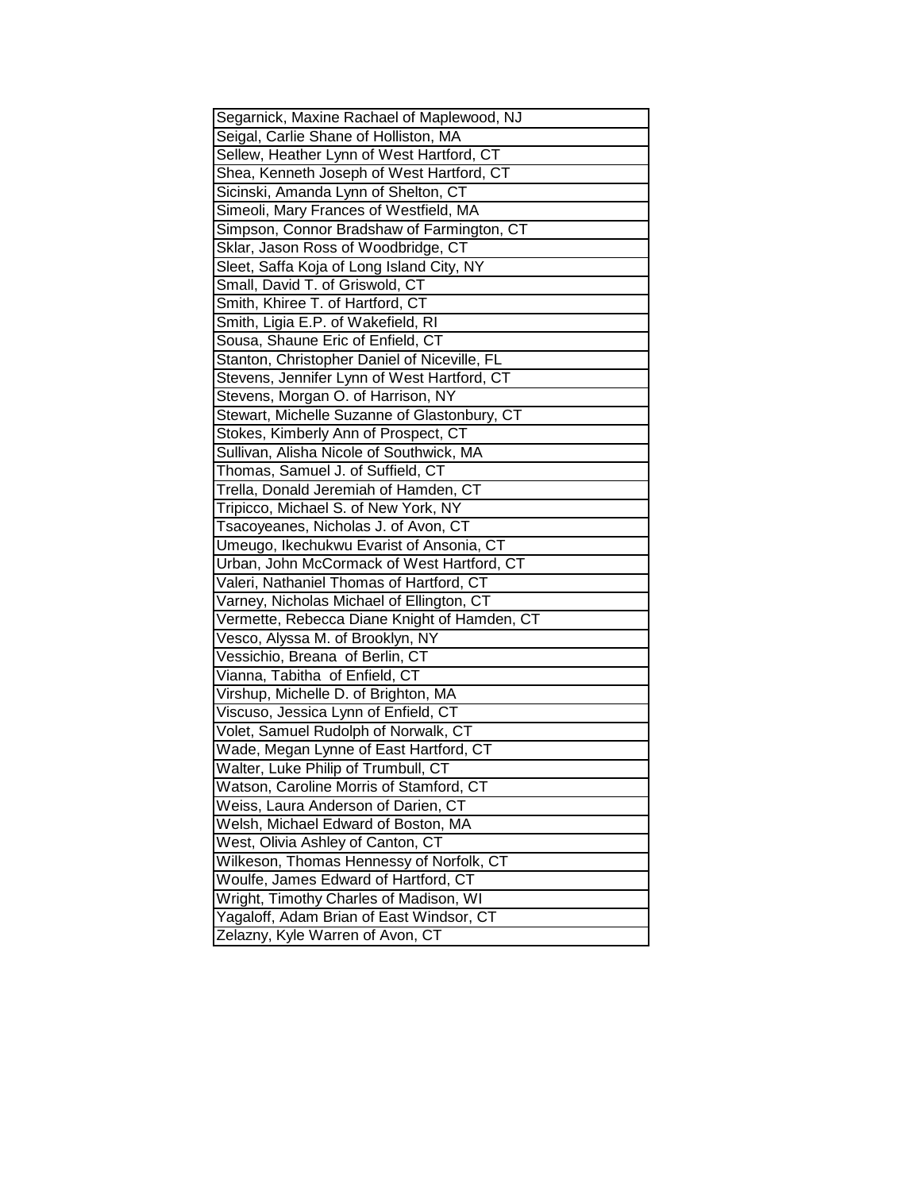| |
|---|
| Segarnick, Maxine Rachael of Maplewood, NJ |
| Seigal, Carlie Shane of Holliston, MA |
| Sellew, Heather Lynn of West Hartford, CT |
| Shea, Kenneth Joseph of West Hartford, CT |
| Sicinski, Amanda Lynn of Shelton, CT |
| Simeoli, Mary Frances of Westfield, MA |
| Simpson, Connor Bradshaw of Farmington, CT |
| Sklar, Jason Ross of Woodbridge, CT |
| Sleet, Saffa Koja of Long Island City, NY |
| Small, David T. of Griswold, CT |
| Smith, Khiree T. of Hartford, CT |
| Smith, Ligia E.P. of Wakefield, RI |
| Sousa, Shaune Eric of Enfield, CT |
| Stanton, Christopher Daniel of Niceville, FL |
| Stevens, Jennifer Lynn of West Hartford, CT |
| Stevens, Morgan O. of Harrison, NY |
| Stewart, Michelle Suzanne of Glastonbury, CT |
| Stokes, Kimberly Ann of Prospect, CT |
| Sullivan, Alisha Nicole of Southwick, MA |
| Thomas, Samuel J. of Suffield, CT |
| Trella, Donald Jeremiah of Hamden, CT |
| Tripicco, Michael S. of New York, NY |
| Tsacoyeanes, Nicholas J. of Avon, CT |
| Umeugo, Ikechukwu Evarist of Ansonia, CT |
| Urban, John McCormack of West Hartford, CT |
| Valeri, Nathaniel Thomas of Hartford, CT |
| Varney, Nicholas Michael of Ellington, CT |
| Vermette, Rebecca Diane Knight of Hamden, CT |
| Vesco, Alyssa M. of Brooklyn, NY |
| Vessichio, Breana of Berlin, CT |
| Vianna, Tabitha of Enfield, CT |
| Virshup, Michelle D. of Brighton, MA |
| Viscuso, Jessica Lynn of Enfield, CT |
| Volet, Samuel Rudolph of Norwalk, CT |
| Wade, Megan Lynne of East Hartford, CT |
| Walter, Luke Philip of Trumbull, CT |
| Watson, Caroline Morris of Stamford, CT |
| Weiss, Laura Anderson of Darien, CT |
| Welsh, Michael Edward of Boston, MA |
| West, Olivia Ashley of Canton, CT |
| Wilkeson, Thomas Hennessy of Norfolk, CT |
| Woulfe, James Edward of Hartford, CT |
| Wright, Timothy Charles of Madison, WI |
| Yagaloff, Adam Brian of East Windsor, CT |
| Zelazny, Kyle Warren of Avon, CT |